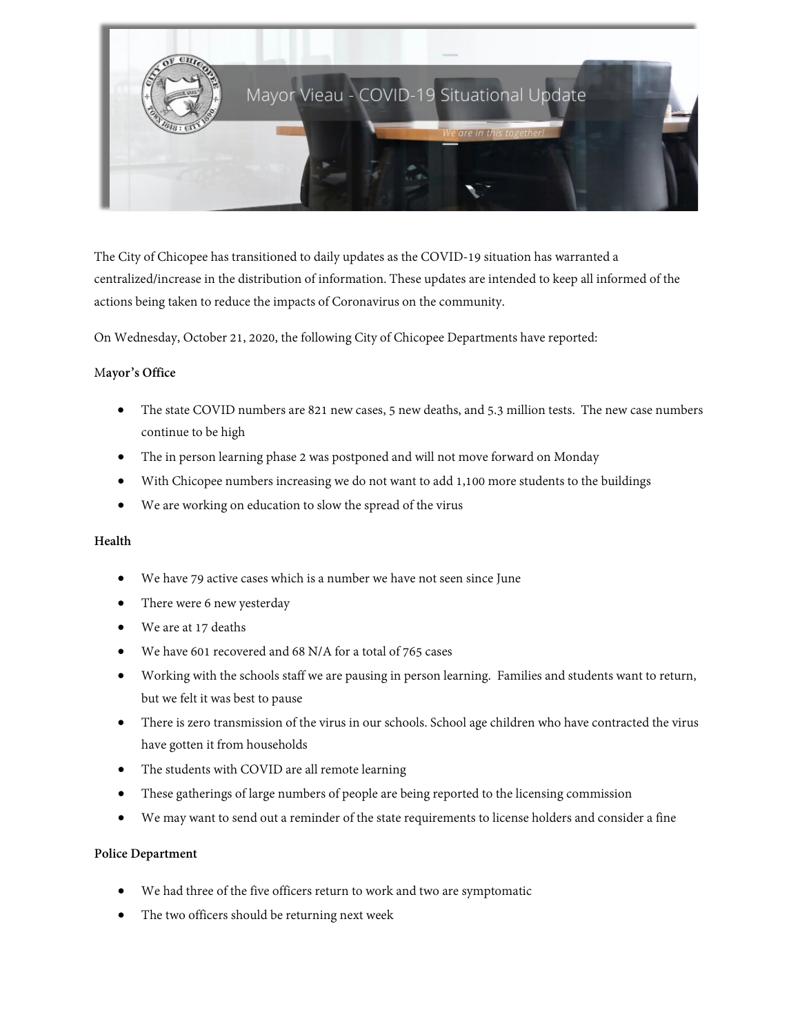Mayor Vieau - COVID-19 Situational Update

*We are in this together!*

The City of Chicopee has transitioned to daily updates as the COVID-19 situation has warranted a centralized/increase in the distribution of information. These updates are intended to keep all informed of the actions being taken to reduce the impacts of Coronavirus on the community.

On Wednesday, October 21, 2020, the following City of Chicopee Departments have reported:

**Mayor's Office**

- The state COVID numbers are 821 new cases, 5 new deaths, and 5.3 million tests. The new case numbers continue to be high
- The in person learning phase 2 was postponed and will not move forward on Monday
- With Chicopee numbers increasing we do not want to add 1,100 more students to the buildings
- We are working on education to slow the spread of the virus

**Health**

- We have 79 active cases which is a number we have not seen since June
- There were 6 new yesterday
- We are at 17 deaths
- We have 601 recovered and 68 N/A for a total of 765 cases
- Working with the schools staff we are pausing in person learning. Families and students want to return, but we felt it was best to pause
- There is zero transmission of the virus in our schools. School age children who have contracted the virus have gotten it from households
- The students with COVID are all remote learning
- These gatherings of large numbers of people are being reported to the licensing commission
- We may want to send out a reminder of the state requirements to license holders and consider a fine

**Police Department**

- We had three of the five officers return to work and two are symptomatic
- The two officers should be returning next week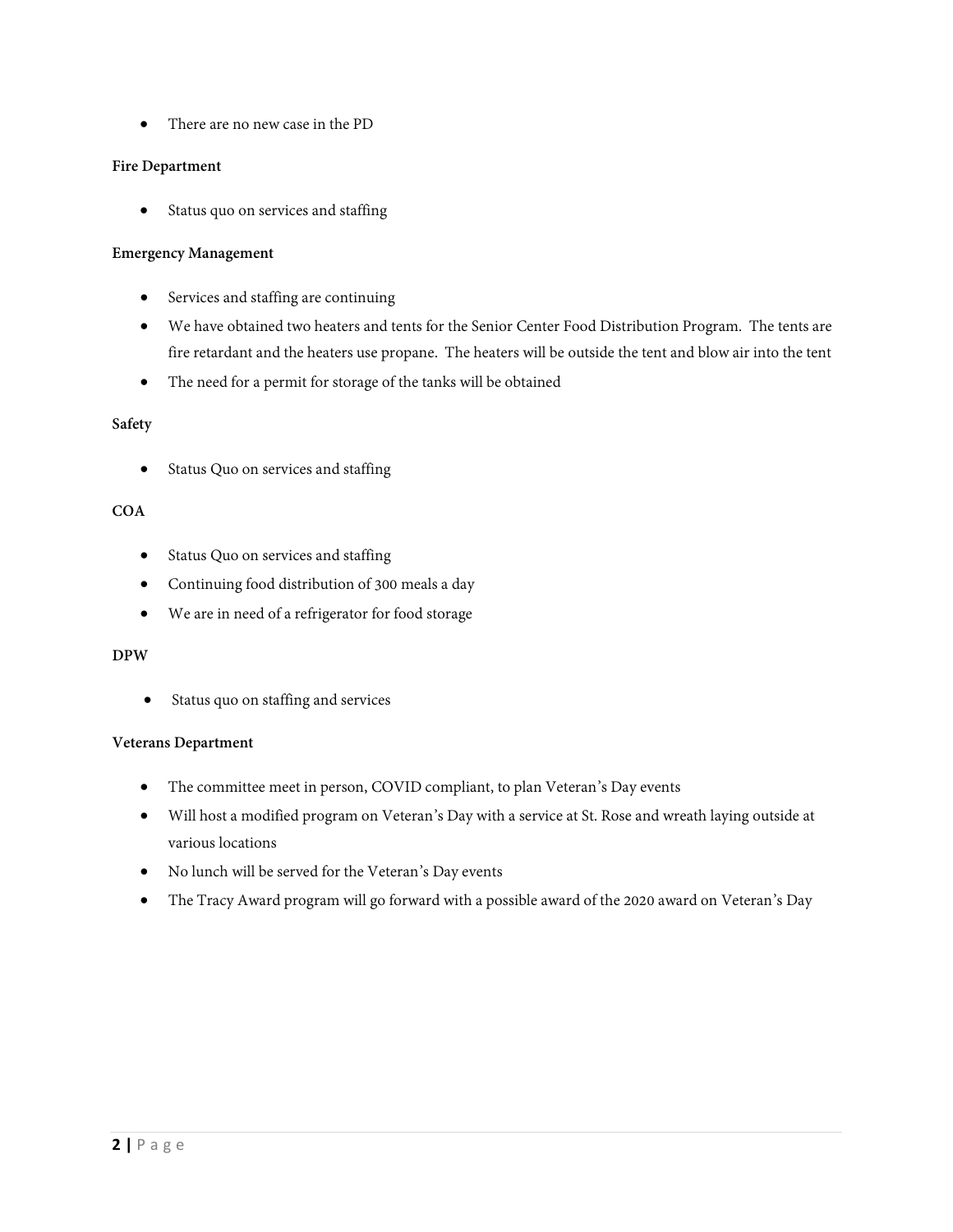- There are no new case in the PD

**Fire Department**

- Status quo on services and staffing

**Emergency Management**

- Services and staffing are continuing
- We have obtained two heaters and tents for the Senior Center Food Distribution Program. The tents are fire retardant and the heaters use propane. The heaters will be outside the tent and blow air into the tent
- The need for a permit for storage of the tanks will be obtained

**Safety**

- Status Quo on services and staffing

**COA**

- Status Quo on services and staffing
- Continuing food distribution of 300 meals a day
- We are in need of a refrigerator for food storage

**DPW**

- Status quo on staffing and services

**Veterans Department**

- The committee meet in person, COVID compliant, to plan Veteran's Day events
- Will host a modified program on Veteran's Day with a service at St. Rose and wreath laying outside at various locations
- No lunch will be served for the Veteran's Day events
- The Tracy Award program will go forward with a possible award of the 2020 award on Veteran's Day